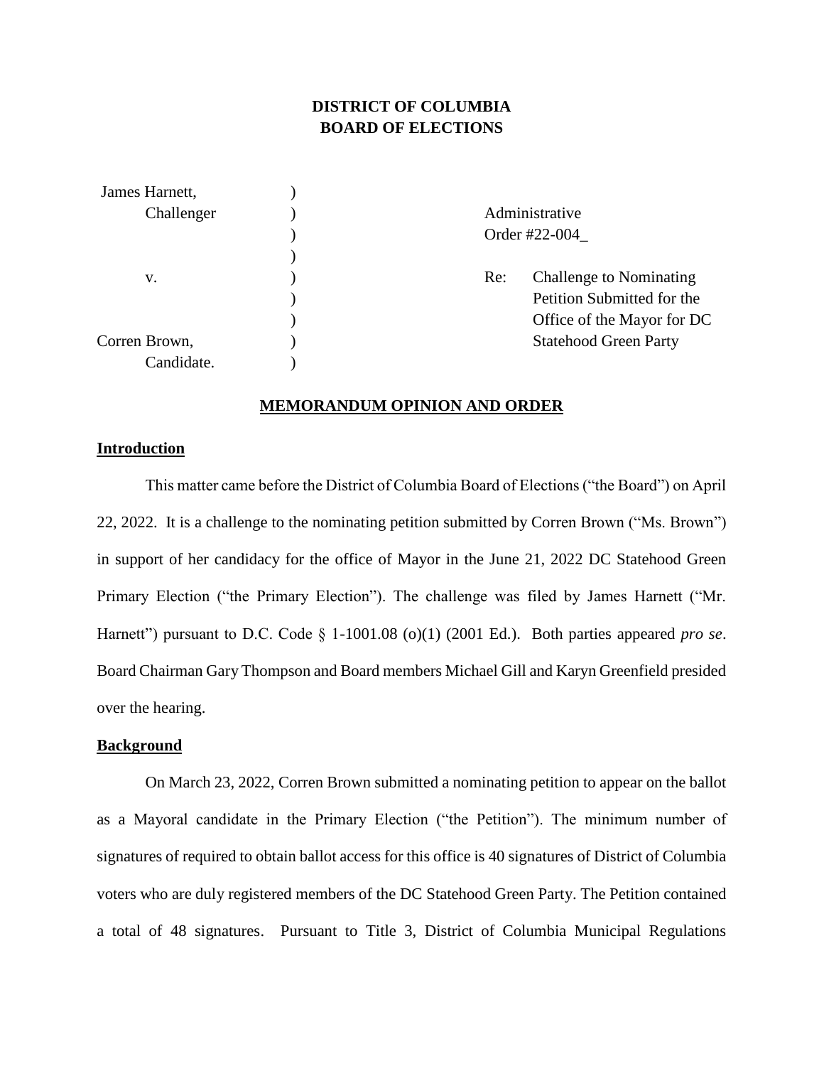# DISTRICT OF COLUMBIA
# BOARD OF ELECTIONS

| | | |
|---|---|---|
| James Harnett, | ) | |
| Challenger | ) | Administrative |
| | ) | Order #22-004_ |
| | ) | |
| v. | ) | Re: Challenge to Nominating |
| | ) | Petition Submitted for the |
| | ) | Office of the Mayor for DC |
| Corren Brown, | ) | Statehood Green Party |
| Candidate. | ) | |

## MEMORANDUM OPINION AND ORDER

### Introduction

This matter came before the District of Columbia Board of Elections ("the Board") on April 22, 2022. It is a challenge to the nominating petition submitted by Corren Brown ("Ms. Brown") in support of her candidacy for the office of Mayor in the June 21, 2022 DC Statehood Green Primary Election ("the Primary Election"). The challenge was filed by James Harnett ("Mr. Harnett") pursuant to D.C. Code § 1-1001.08 (o)(1) (2001 Ed.). Both parties appeared *pro se*. Board Chairman Gary Thompson and Board members Michael Gill and Karyn Greenfield presided over the hearing.

### Background

On March 23, 2022, Corren Brown submitted a nominating petition to appear on the ballot as a Mayoral candidate in the Primary Election ("the Petition"). The minimum number of signatures of required to obtain ballot access for this office is 40 signatures of District of Columbia voters who are duly registered members of the DC Statehood Green Party. The Petition contained a total of 48 signatures. Pursuant to Title 3, District of Columbia Municipal Regulations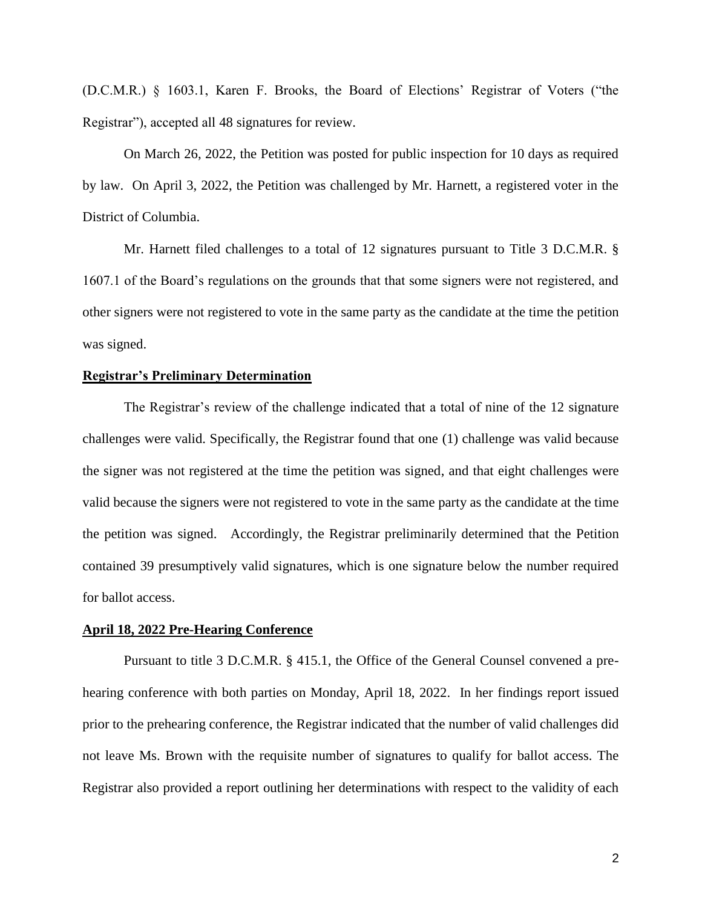(D.C.M.R.) § 1603.1, Karen F. Brooks, the Board of Elections' Registrar of Voters ("the Registrar"), accepted all 48 signatures for review.

On March 26, 2022, the Petition was posted for public inspection for 10 days as required by law. On April 3, 2022, the Petition was challenged by Mr. Harnett, a registered voter in the District of Columbia.

Mr. Harnett filed challenges to a total of 12 signatures pursuant to Title 3 D.C.M.R. § 1607.1 of the Board's regulations on the grounds that that some signers were not registered, and other signers were not registered to vote in the same party as the candidate at the time the petition was signed.

**Registrar's Preliminary Determination**

The Registrar's review of the challenge indicated that a total of nine of the 12 signature challenges were valid. Specifically, the Registrar found that one (1) challenge was valid because the signer was not registered at the time the petition was signed, and that eight challenges were valid because the signers were not registered to vote in the same party as the candidate at the time the petition was signed. Accordingly, the Registrar preliminarily determined that the Petition contained 39 presumptively valid signatures, which is one signature below the number required for ballot access.

**April 18, 2022 Pre-Hearing Conference**

Pursuant to title 3 D.C.M.R. § 415.1, the Office of the General Counsel convened a pre-hearing conference with both parties on Monday, April 18, 2022. In her findings report issued prior to the prehearing conference, the Registrar indicated that the number of valid challenges did not leave Ms. Brown with the requisite number of signatures to qualify for ballot access. The Registrar also provided a report outlining her determinations with respect to the validity of each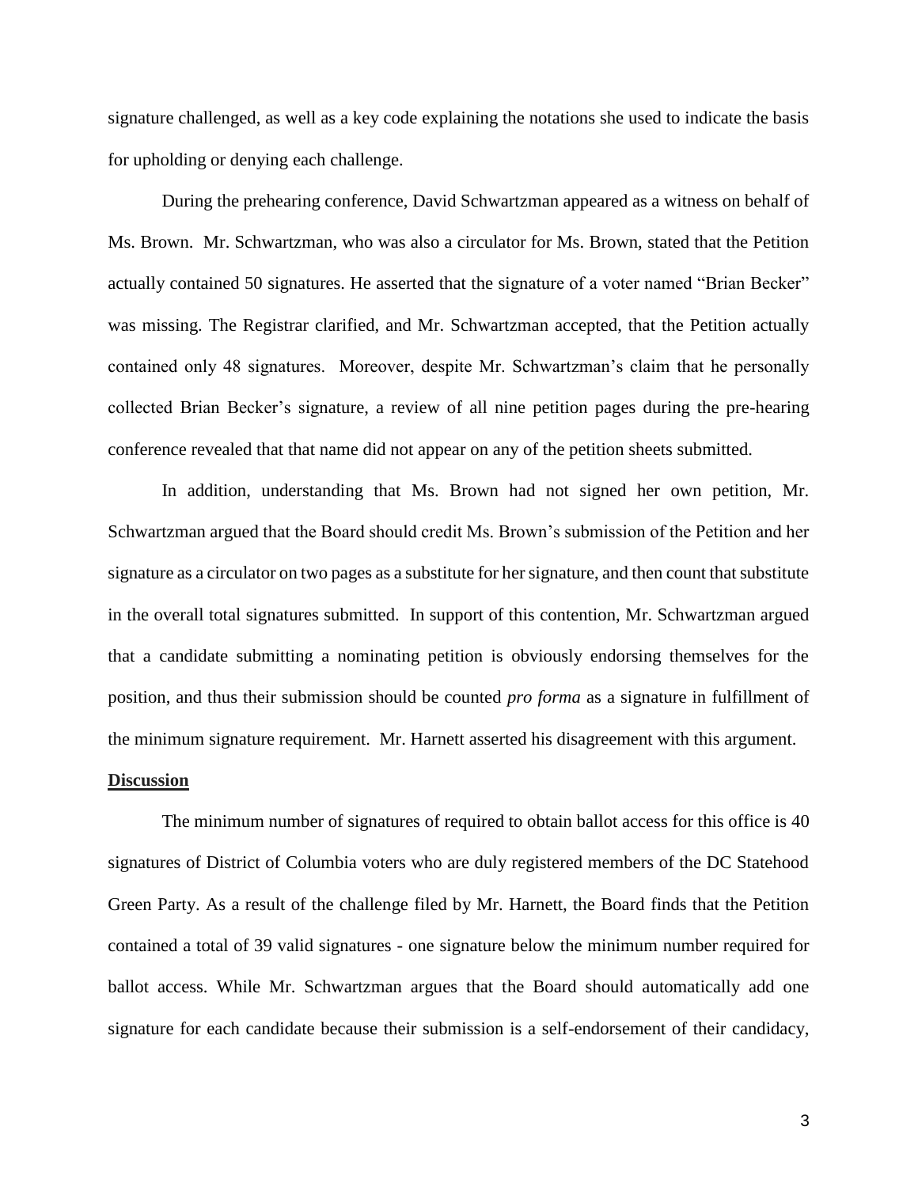signature challenged, as well as a key code explaining the notations she used to indicate the basis for upholding or denying each challenge.

During the prehearing conference, David Schwartzman appeared as a witness on behalf of Ms. Brown. Mr. Schwartzman, who was also a circulator for Ms. Brown, stated that the Petition actually contained 50 signatures. He asserted that the signature of a voter named "Brian Becker" was missing. The Registrar clarified, and Mr. Schwartzman accepted, that the Petition actually contained only 48 signatures. Moreover, despite Mr. Schwartzman's claim that he personally collected Brian Becker's signature, a review of all nine petition pages during the pre-hearing conference revealed that that name did not appear on any of the petition sheets submitted.

In addition, understanding that Ms. Brown had not signed her own petition, Mr. Schwartzman argued that the Board should credit Ms. Brown's submission of the Petition and her signature as a circulator on two pages as a substitute for her signature, and then count that substitute in the overall total signatures submitted. In support of this contention, Mr. Schwartzman argued that a candidate submitting a nominating petition is obviously endorsing themselves for the position, and thus their submission should be counted *pro forma* as a signature in fulfillment of the minimum signature requirement. Mr. Harnett asserted his disagreement with this argument.

**Discussion**

The minimum number of signatures of required to obtain ballot access for this office is 40 signatures of District of Columbia voters who are duly registered members of the DC Statehood Green Party. As a result of the challenge filed by Mr. Harnett, the Board finds that the Petition contained a total of 39 valid signatures - one signature below the minimum number required for ballot access. While Mr. Schwartzman argues that the Board should automatically add one signature for each candidate because their submission is a self-endorsement of their candidacy,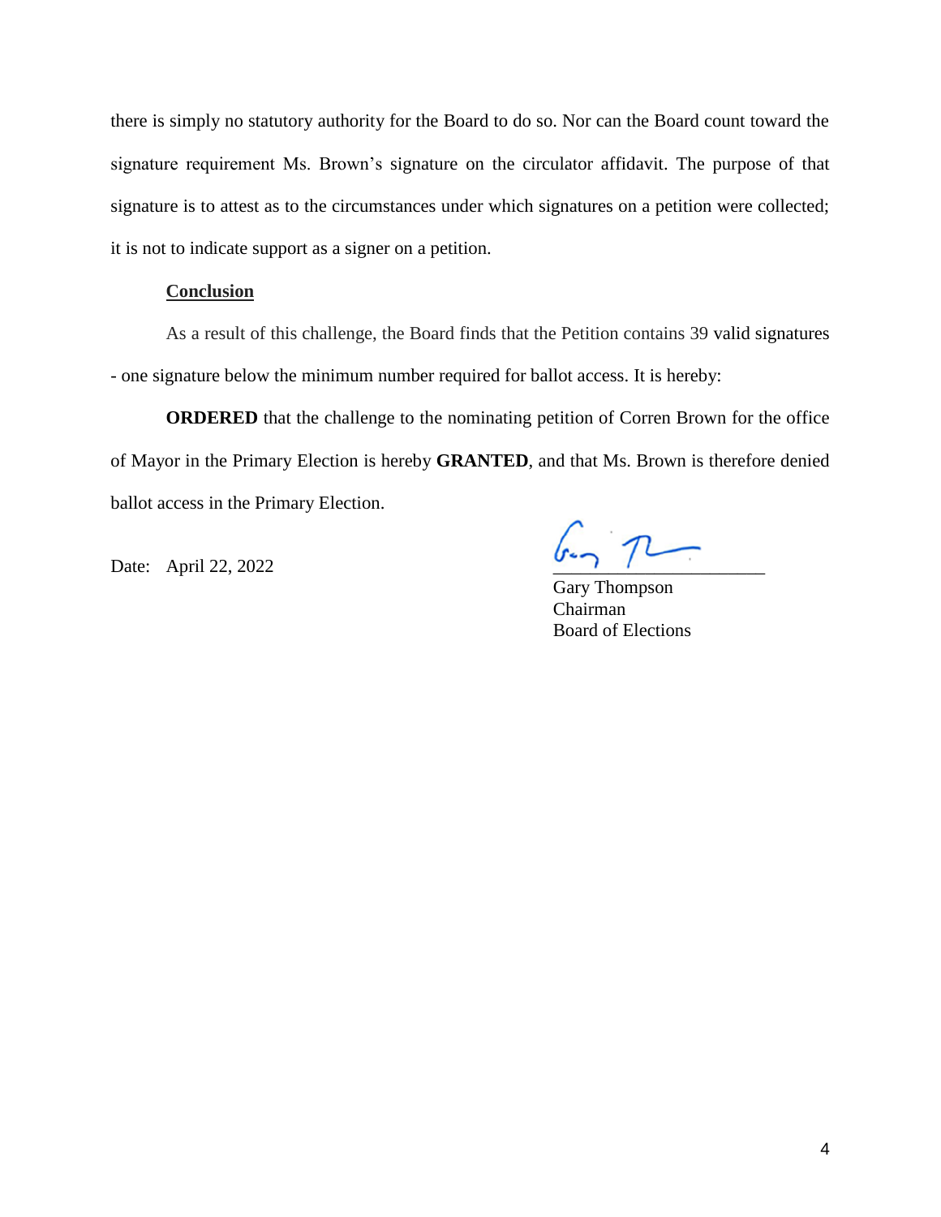there is simply no statutory authority for the Board to do so. Nor can the Board count toward the signature requirement Ms. Brown's signature on the circulator affidavit. The purpose of that signature is to attest as to the circumstances under which signatures on a petition were collected; it is not to indicate support as a signer on a petition.

**Conclusion**

As a result of this challenge, the Board finds that the Petition contains 39 valid signatures - one signature below the minimum number required for ballot access. It is hereby:

**ORDERED** that the challenge to the nominating petition of Corren Brown for the office of Mayor in the Primary Election is hereby **GRANTED**, and that Ms. Brown is therefore denied ballot access in the Primary Election.

Date: April 22, 2022

Gary Thompson
Chairman
Board of Elections